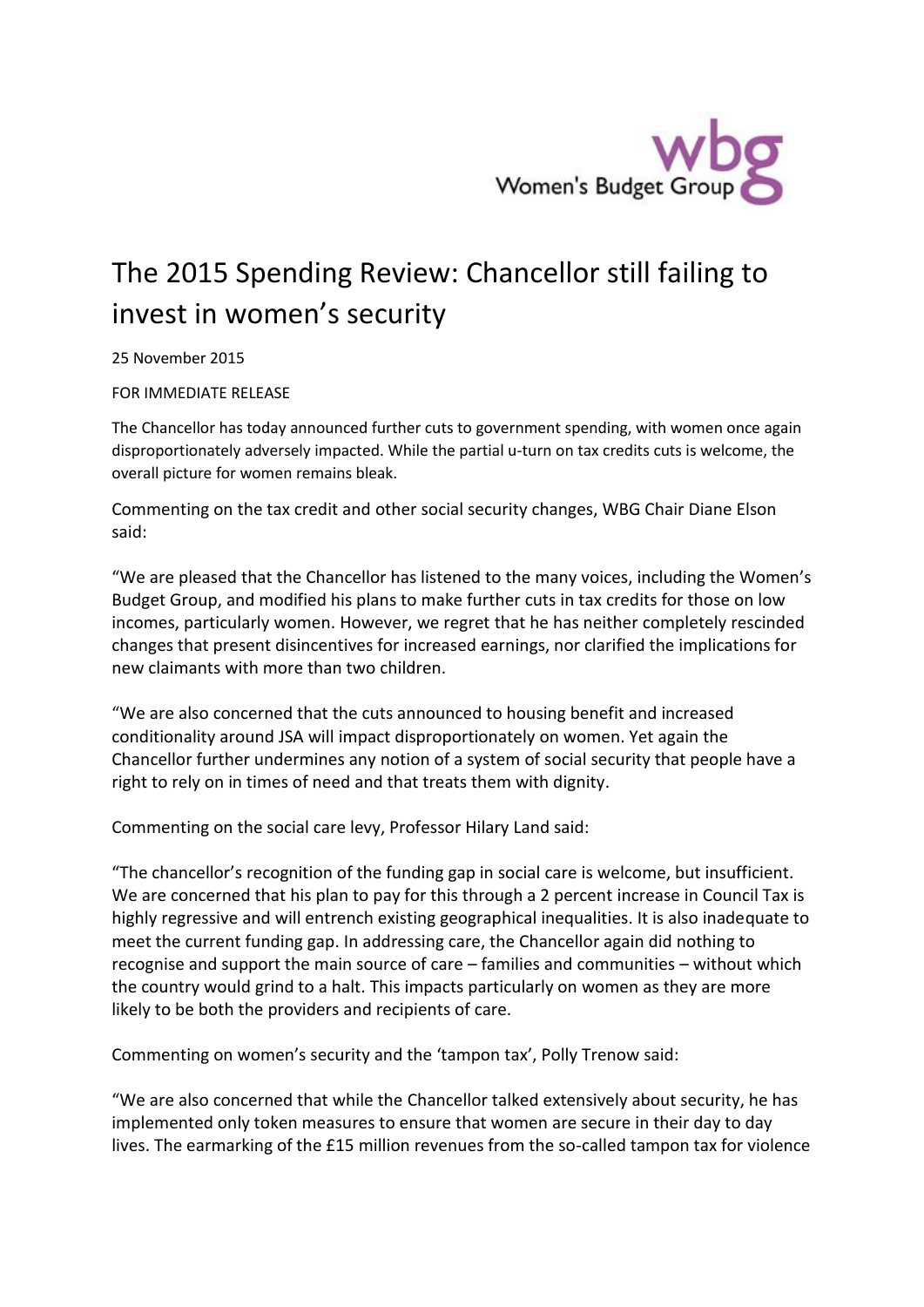# The 2015 Spending Review: Chancellor still failing to invest in women's security

25 November 2015

FOR IMMEDIATE RELEASE

The Chancellor has today announced further cuts to government spending, with women once again disproportionately adversely impacted. While the partial u-turn on tax credits cuts is welcome, the overall picture for women remains bleak.

Commenting on the tax credit and other social security changes, WBG Chair Diane Elson said:

"We are pleased that the Chancellor has listened to the many voices, including the Women's Budget Group, and modified his plans to make further cuts in tax credits for those on low incomes, particularly women. However, we regret that he has neither completely rescinded changes that present disincentives for increased earnings, nor clarified the implications for new claimants with more than two children.

"We are also concerned that the cuts announced to housing benefit and increased conditionality around JSA will impact disproportionately on women. Yet again the Chancellor further undermines any notion of a system of social security that people have a right to rely on in times of need and that treats them with dignity.

Commenting on the social care levy, Professor Hilary Land said:

"The chancellor's recognition of the funding gap in social care is welcome, but insufficient. We are concerned that his plan to pay for this through a 2 percent increase in Council Tax is highly regressive and will entrench existing geographical inequalities. It is also inadequate to meet the current funding gap. In addressing care, the Chancellor again did nothing to recognise and support the main source of care – families and communities – without which the country would grind to a halt. This impacts particularly on women as they are more likely to be both the providers and recipients of care.

Commenting on women's security and the 'tampon tax', Polly Trenow said:

"We are also concerned that while the Chancellor talked extensively about security, he has implemented only token measures to ensure that women are secure in their day to day lives. The earmarking of the £15 million revenues from the so-called tampon tax for violence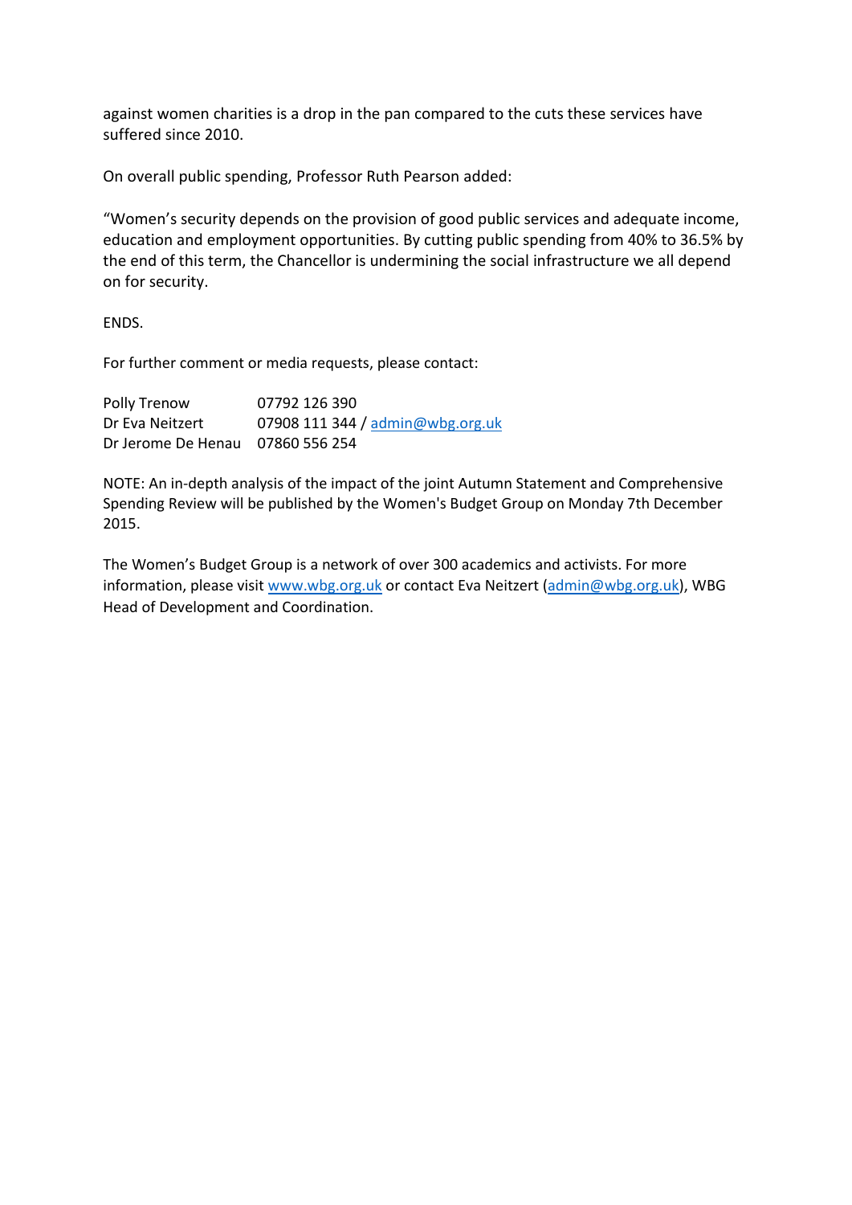against women charities is a drop in the pan compared to the cuts these services have suffered since 2010.

On overall public spending, Professor Ruth Pearson added:

“Women’s security depends on the provision of good public services and adequate income, education and employment opportunities. By cutting public spending from 40% to 36.5% by the end of this term, the Chancellor is undermining the social infrastructure we all depend on for security.

ENDS.

For further comment or media requests, please contact:

| | |
|---|---|
| Polly Trenow | 07792 126 390 |
| Dr Eva Neitzert | 07908 111 344 / admin@wbg.org.uk |
| Dr Jerome De Henau | 07860 556 254 |

NOTE: An in-depth analysis of the impact of the joint Autumn Statement and Comprehensive Spending Review will be published by the Women's Budget Group on Monday 7th December 2015.

The Women’s Budget Group is a network of over 300 academics and activists. For more information, please visit www.wbg.org.uk or contact Eva Neitzert (admin@wbg.org.uk), WBG Head of Development and Coordination.